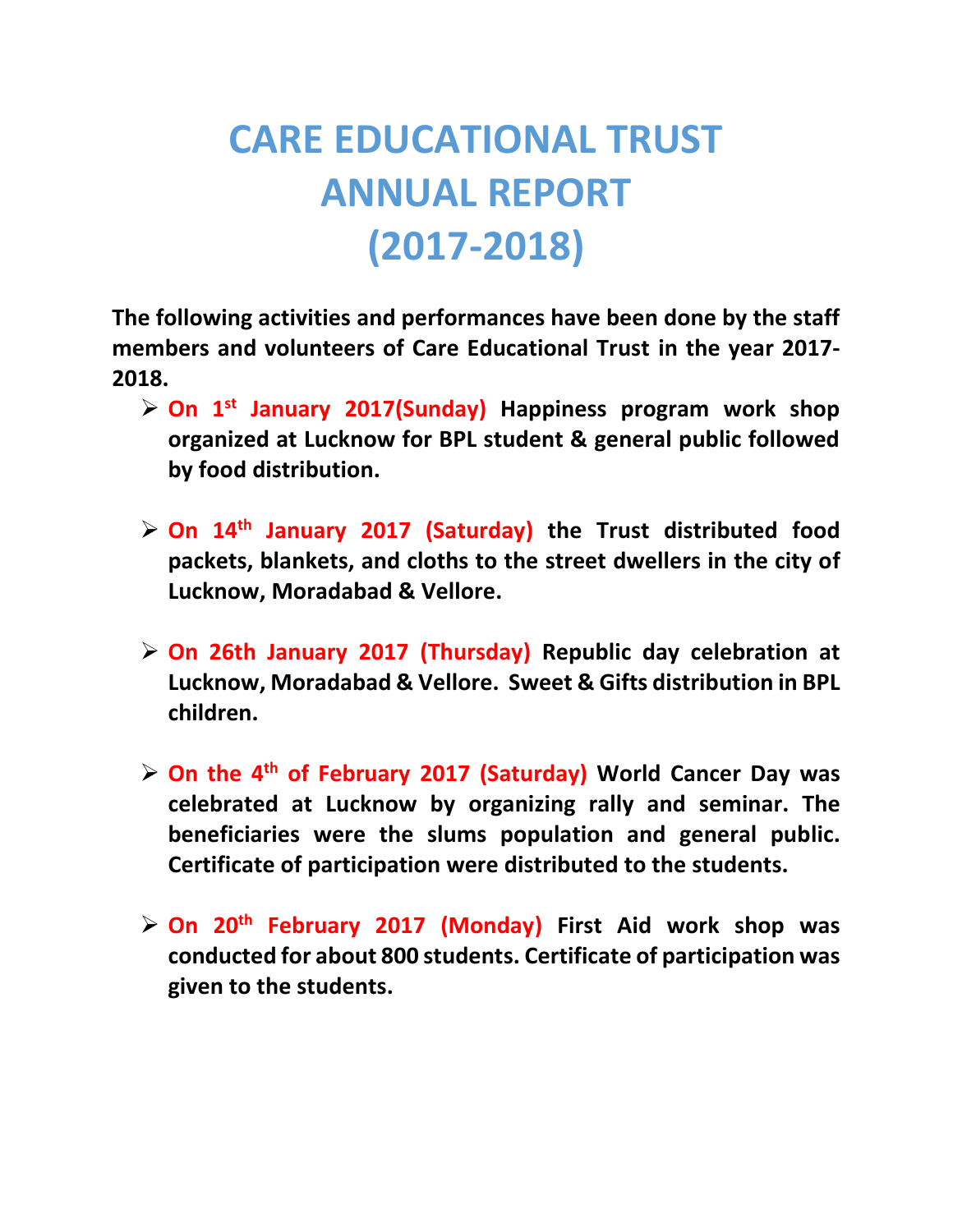# CARE EDUCATIONAL TRUST ANNUAL REPORT (2017-2018)

**The following activities and performances have been done by the staff members and volunteers of Care Educational Trust in the year 2017-2018.**

- **On 1st January 2017(Sunday) Happiness program work shop organized at Lucknow for BPL student & general public followed by food distribution.**
- **On 14th January 2017 (Saturday) the Trust distributed food packets, blankets, and cloths to the street dwellers in the city of Lucknow, Moradabad & Vellore.**
- **On 26th January 2017 (Thursday) Republic day celebration at Lucknow, Moradabad & Vellore. Sweet & Gifts distribution in BPL children.**
- **On the 4th of February 2017 (Saturday) World Cancer Day was celebrated at Lucknow by organizing rally and seminar. The beneficiaries were the slums population and general public. Certificate of participation were distributed to the students.**
- **On 20th February 2017 (Monday) First Aid work shop was conducted for about 800 students. Certificate of participation was given to the students.**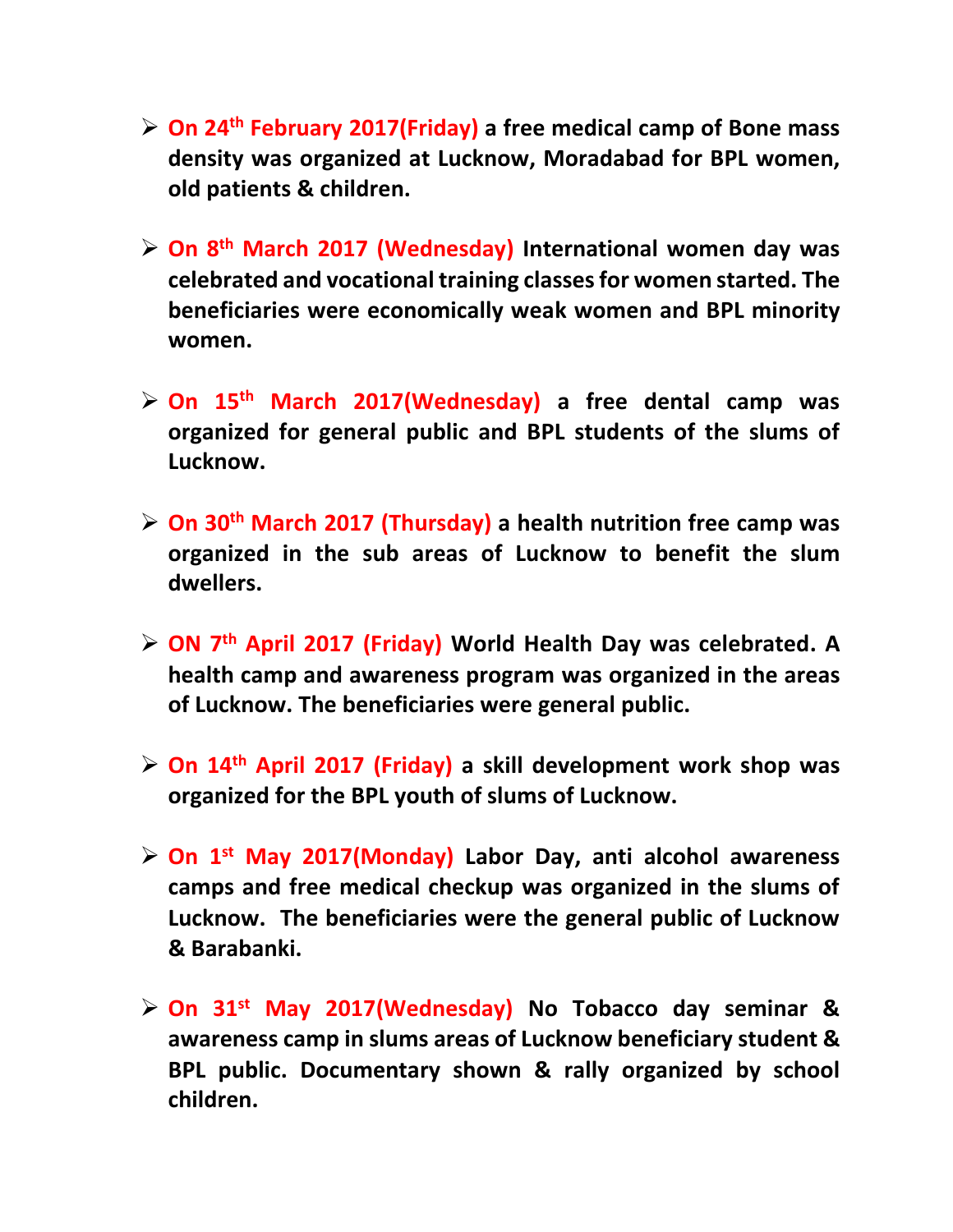- **On 24th February 2017(Friday) a free medical camp of Bone mass density was organized at Lucknow, Moradabad for BPL women, old patients & children.**

- **On 8th March 2017 (Wednesday) International women day was celebrated and vocational training classes for women started. The beneficiaries were economically weak women and BPL minority women.**

- **On 15th March 2017(Wednesday) a free dental camp was organized for general public and BPL students of the slums of Lucknow.**

- **On 30th March 2017 (Thursday) a health nutrition free camp was organized in the sub areas of Lucknow to benefit the slum dwellers.**

- **ON 7th April 2017 (Friday) World Health Day was celebrated. A health camp and awareness program was organized in the areas of Lucknow. The beneficiaries were general public.**

- **On 14th April 2017 (Friday) a skill development work shop was organized for the BPL youth of slums of Lucknow.**

- **On 1st May 2017(Monday) Labor Day, anti alcohol awareness camps and free medical checkup was organized in the slums of Lucknow. The beneficiaries were the general public of Lucknow & Barabanki.**

- **On 31st May 2017(Wednesday) No Tobacco day seminar & awareness camp in slums areas of Lucknow beneficiary student & BPL public. Documentary shown & rally organized by school children.**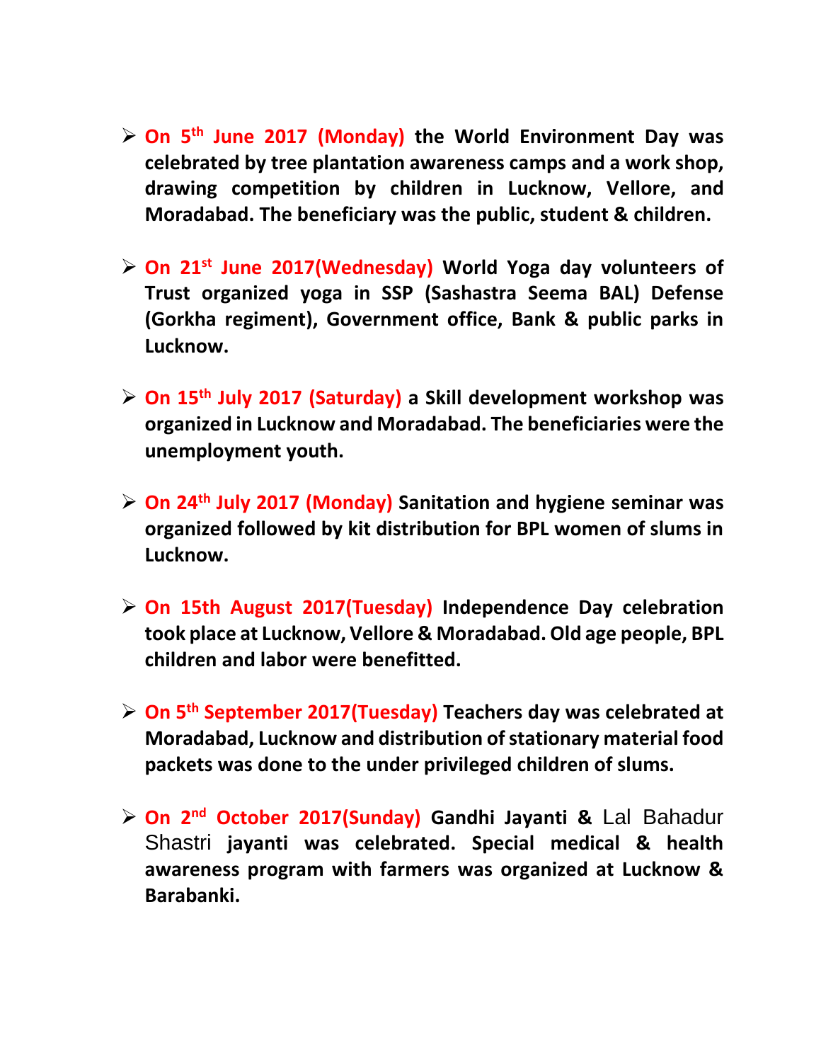- **On 5th June 2017 (Monday) the World Environment Day was celebrated by tree plantation awareness camps and a work shop, drawing competition by children in Lucknow, Vellore, and Moradabad. The beneficiary was the public, student & children.**

- **On 21st June 2017(Wednesday) World Yoga day volunteers of Trust organized yoga in SSP (Sashastra Seema BAL) Defense (Gorkha regiment), Government office, Bank & public parks in Lucknow.**

- **On 15th July 2017 (Saturday) a Skill development workshop was organized in Lucknow and Moradabad. The beneficiaries were the unemployment youth.**

- **On 24th July 2017 (Monday) Sanitation and hygiene seminar was organized followed by kit distribution for BPL women of slums in Lucknow.**

- **On 15th August 2017(Tuesday) Independence Day celebration took place at Lucknow, Vellore & Moradabad. Old age people, BPL children and labor were benefitted.**

- **On 5th September 2017(Tuesday) Teachers day was celebrated at Moradabad, Lucknow and distribution of stationary material food packets was done to the under privileged children of slums.**

- **On 2nd October 2017(Sunday) Gandhi Jayanti &** Lal Bahadur Shastri **jayanti was celebrated. Special medical & health awareness program with farmers was organized at Lucknow & Barabanki.**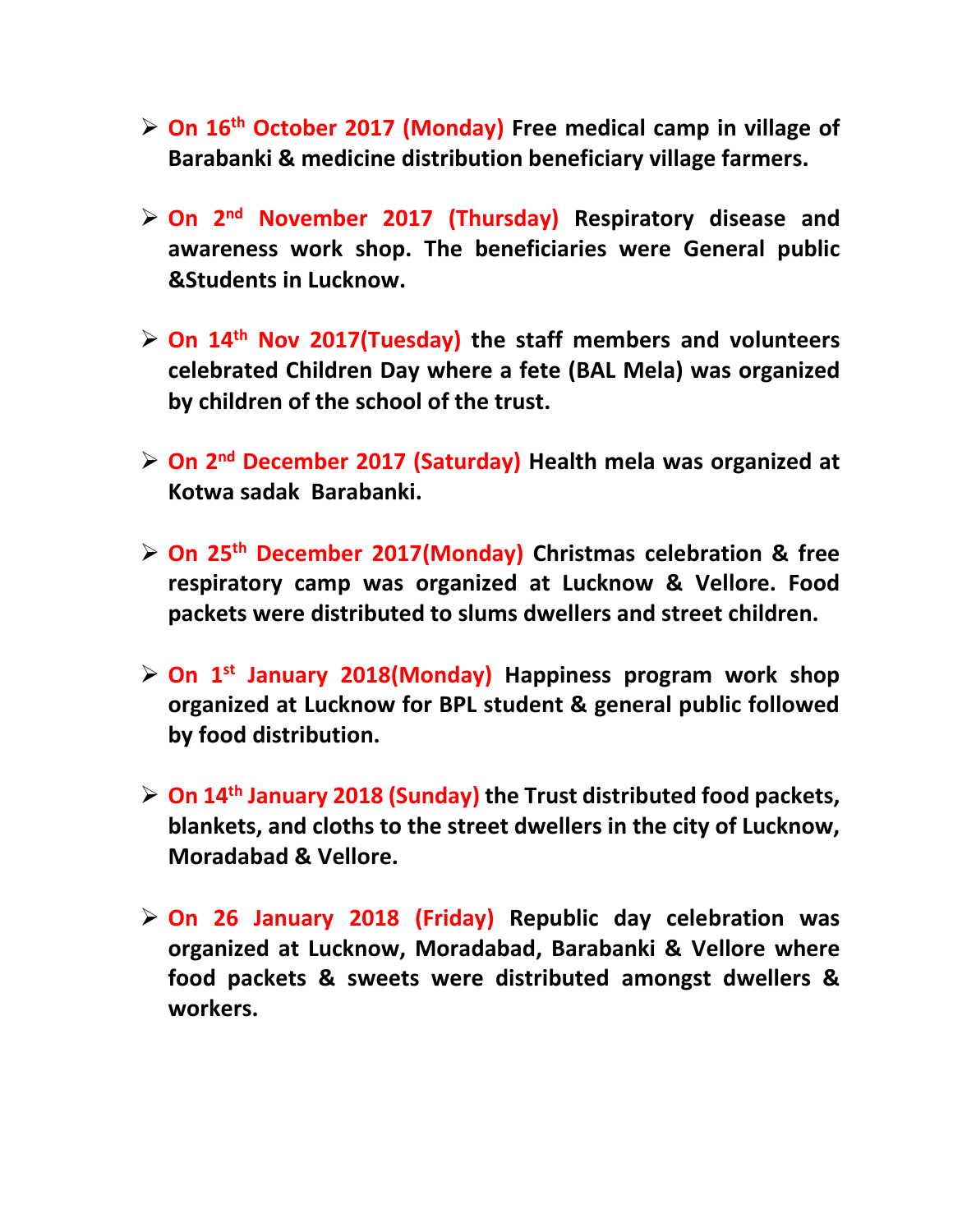- **On 16th October 2017 (Monday) Free medical camp in village of Barabanki & medicine distribution beneficiary village farmers.**

- **On 2nd November 2017 (Thursday) Respiratory disease and awareness work shop. The beneficiaries were General public &Students in Lucknow.**

- **On 14th Nov 2017(Tuesday) the staff members and volunteers celebrated Children Day where a fete (BAL Mela) was organized by children of the school of the trust.**

- **On 2nd December 2017 (Saturday) Health mela was organized at Kotwa sadak Barabanki.**

- **On 25th December 2017(Monday) Christmas celebration & free respiratory camp was organized at Lucknow & Vellore. Food packets were distributed to slums dwellers and street children.**

- **On 1st January 2018(Monday) Happiness program work shop organized at Lucknow for BPL student & general public followed by food distribution.**

- **On 14th January 2018 (Sunday) the Trust distributed food packets, blankets, and cloths to the street dwellers in the city of Lucknow, Moradabad & Vellore.**

- **On 26 January 2018 (Friday) Republic day celebration was organized at Lucknow, Moradabad, Barabanki & Vellore where food packets & sweets were distributed amongst dwellers & workers.**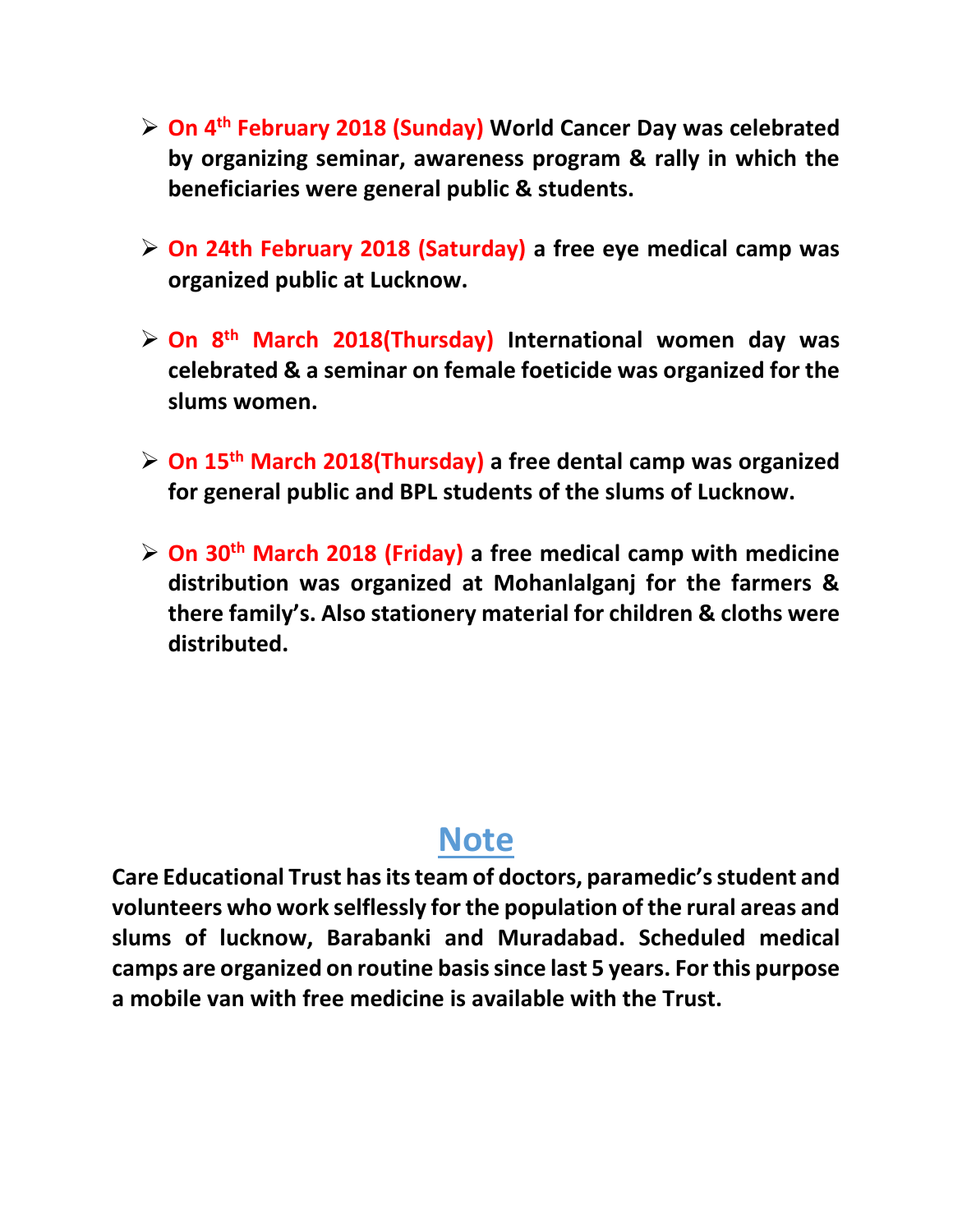- **On 4th February 2018 (Sunday) World Cancer Day was celebrated by organizing seminar, awareness program & rally in which the beneficiaries were general public & students.**

- **On 24th February 2018 (Saturday) a free eye medical camp was organized public at Lucknow.**

- **On 8th March 2018(Thursday) International women day was celebrated & a seminar on female foeticide was organized for the slums women.**

- **On 15th March 2018(Thursday) a free dental camp was organized for general public and BPL students of the slums of Lucknow.**

- **On 30th March 2018 (Friday) a free medical camp with medicine distribution was organized at Mohanlalganj for the farmers & there family's. Also stationery material for children & cloths were distributed.**

## Note

**Care Educational Trust has its team of doctors, paramedic's student and volunteers who work selflessly for the population of the rural areas and slums of lucknow, Barabanki and Muradabad. Scheduled medical camps are organized on routine basis since last 5 years. For this purpose a mobile van with free medicine is available with the Trust.**